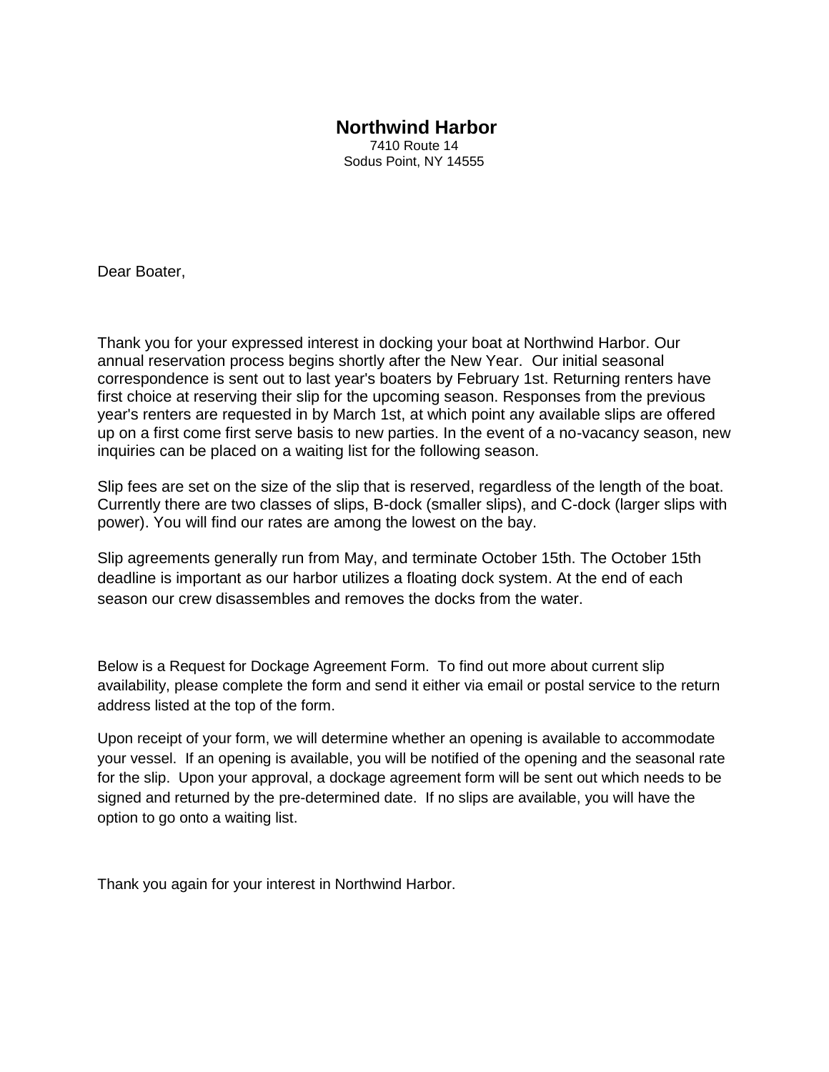# Northwind Harbor

7410 Route 14
Sodus Point, NY 14555

Dear Boater,

Thank you for your expressed interest in docking your boat at Northwind Harbor. Our annual reservation process begins shortly after the New Year. Our initial seasonal correspondence is sent out to last year's boaters by February 1st. Returning renters have first choice at reserving their slip for the upcoming season. Responses from the previous year's renters are requested in by March 1st, at which point any available slips are offered up on a first come first serve basis to new parties. In the event of a no-vacancy season, new inquiries can be placed on a waiting list for the following season.

Slip fees are set on the size of the slip that is reserved, regardless of the length of the boat. Currently there are two classes of slips, B-dock (smaller slips), and C-dock (larger slips with power). You will find our rates are among the lowest on the bay.

Slip agreements generally run from May, and terminate October 15th. The October 15th deadline is important as our harbor utilizes a floating dock system. At the end of each season our crew disassembles and removes the docks from the water.

Below is a Request for Dockage Agreement Form. To find out more about current slip availability, please complete the form and send it either via email or postal service to the return address listed at the top of the form.

Upon receipt of your form, we will determine whether an opening is available to accommodate your vessel. If an opening is available, you will be notified of the opening and the seasonal rate for the slip. Upon your approval, a dockage agreement form will be sent out which needs to be signed and returned by the pre-determined date. If no slips are available, you will have the option to go onto a waiting list.

Thank you again for your interest in Northwind Harbor.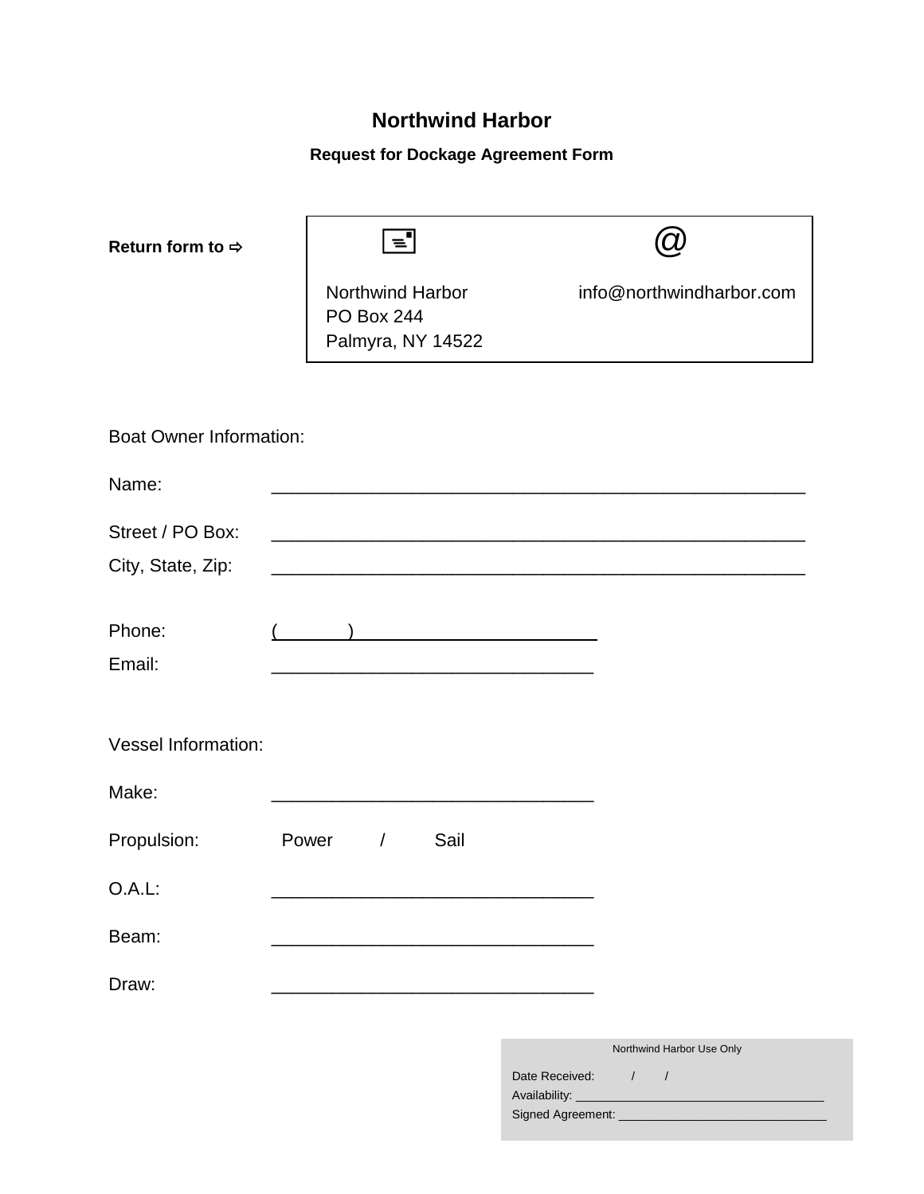# Northwind Harbor

### Request for Dockage Agreement Form

**Return form to ⇨**

| ✉ | @ |
|---|---|
| Northwind Harbor<br>PO Box 244<br>Palmyra, NY 14522 | info@northwindharbor.com |

Boat Owner Information:

Name: _______________________________________________

Street / PO Box: _______________________________________________

City, State, Zip: _______________________________________________

Phone: (        ) ________________________

Email: ________________________________

Vessel Information:

Make: ________________________________

Propulsion: Power / Sail

O.A.L: ________________________________

Beam: ________________________________

Draw: ________________________________

Northwind Harbor Use Only

Date Received: / /

Availability: ________________________________

Signed Agreement: ____________________________